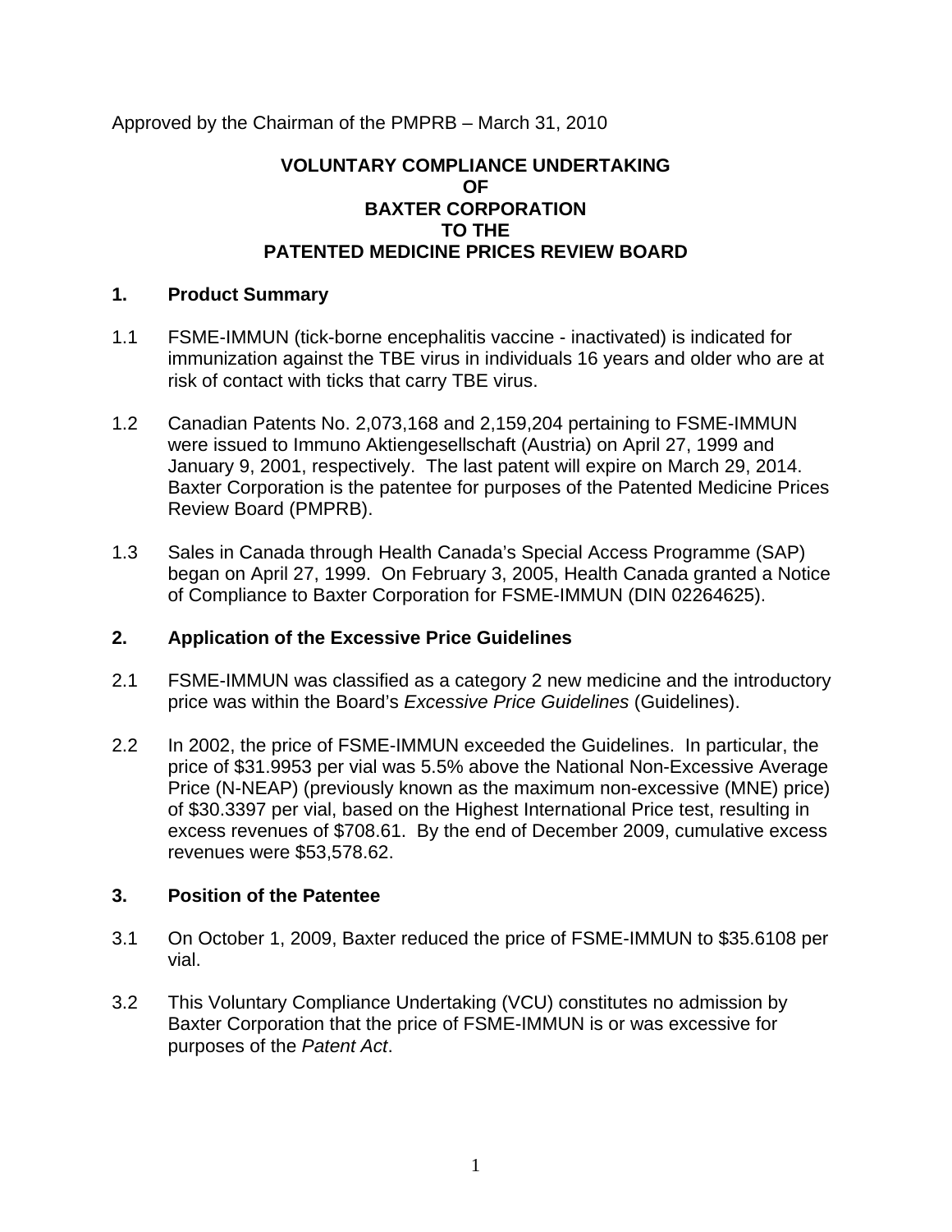Approved by the Chairman of the PMPRB – March 31, 2010

# VOLUNTARY COMPLIANCE UNDERTAKING OF BAXTER CORPORATION TO THE PATENTED MEDICINE PRICES REVIEW BOARD

## 1. Product Summary

1.1 FSME-IMMUN (tick-borne encephalitis vaccine - inactivated) is indicated for immunization against the TBE virus in individuals 16 years and older who are at risk of contact with ticks that carry TBE virus.

1.2 Canadian Patents No. 2,073,168 and 2,159,204 pertaining to FSME-IMMUN were issued to Immuno Aktiengesellschaft (Austria) on April 27, 1999 and January 9, 2001, respectively. The last patent will expire on March 29, 2014. Baxter Corporation is the patentee for purposes of the Patented Medicine Prices Review Board (PMPRB).

1.3 Sales in Canada through Health Canada's Special Access Programme (SAP) began on April 27, 1999. On February 3, 2005, Health Canada granted a Notice of Compliance to Baxter Corporation for FSME-IMMUN (DIN 02264625).

## 2. Application of the Excessive Price Guidelines

2.1 FSME-IMMUN was classified as a category 2 new medicine and the introductory price was within the Board's *Excessive Price Guidelines* (Guidelines).

2.2 In 2002, the price of FSME-IMMUN exceeded the Guidelines. In particular, the price of $31.9953 per vial was 5.5% above the National Non-Excessive Average Price (N-NEAP) (previously known as the maximum non-excessive (MNE) price) of $30.3397 per vial, based on the Highest International Price test, resulting in excess revenues of $708.61. By the end of December 2009, cumulative excess revenues were $53,578.62.

## 3. Position of the Patentee

3.1 On October 1, 2009, Baxter reduced the price of FSME-IMMUN to $35.6108 per vial.

3.2 This Voluntary Compliance Undertaking (VCU) constitutes no admission by Baxter Corporation that the price of FSME-IMMUN is or was excessive for purposes of the *Patent Act*.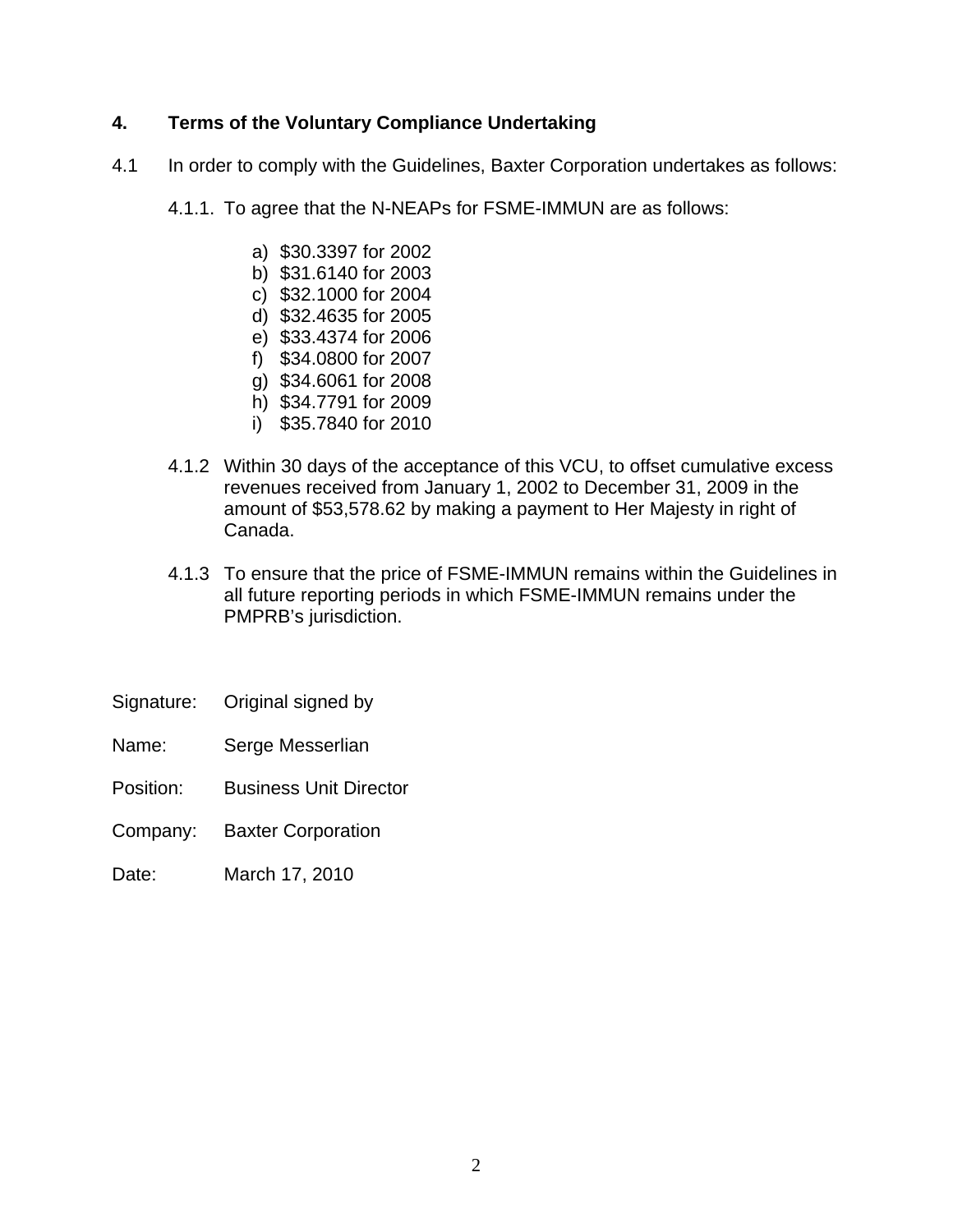## 4. Terms of the Voluntary Compliance Undertaking

4.1 In order to comply with the Guidelines, Baxter Corporation undertakes as follows:

4.1.1. To agree that the N-NEAPs for FSME-IMMUN are as follows:

a) $30.3397 for 2002
b) $31.6140 for 2003
c) $32.1000 for 2004
d) $32.4635 for 2005
e) $33.4374 for 2006
f) $34.0800 for 2007
g) $34.6061 for 2008
h) $34.7791 for 2009
i) $35.7840 for 2010

4.1.2 Within 30 days of the acceptance of this VCU, to offset cumulative excess revenues received from January 1, 2002 to December 31, 2009 in the amount of $53,578.62 by making a payment to Her Majesty in right of Canada.

4.1.3 To ensure that the price of FSME-IMMUN remains within the Guidelines in all future reporting periods in which FSME-IMMUN remains under the PMPRB's jurisdiction.

Signature: Original signed by

Name: Serge Messerlian

Position: Business Unit Director

Company: Baxter Corporation

Date: March 17, 2010